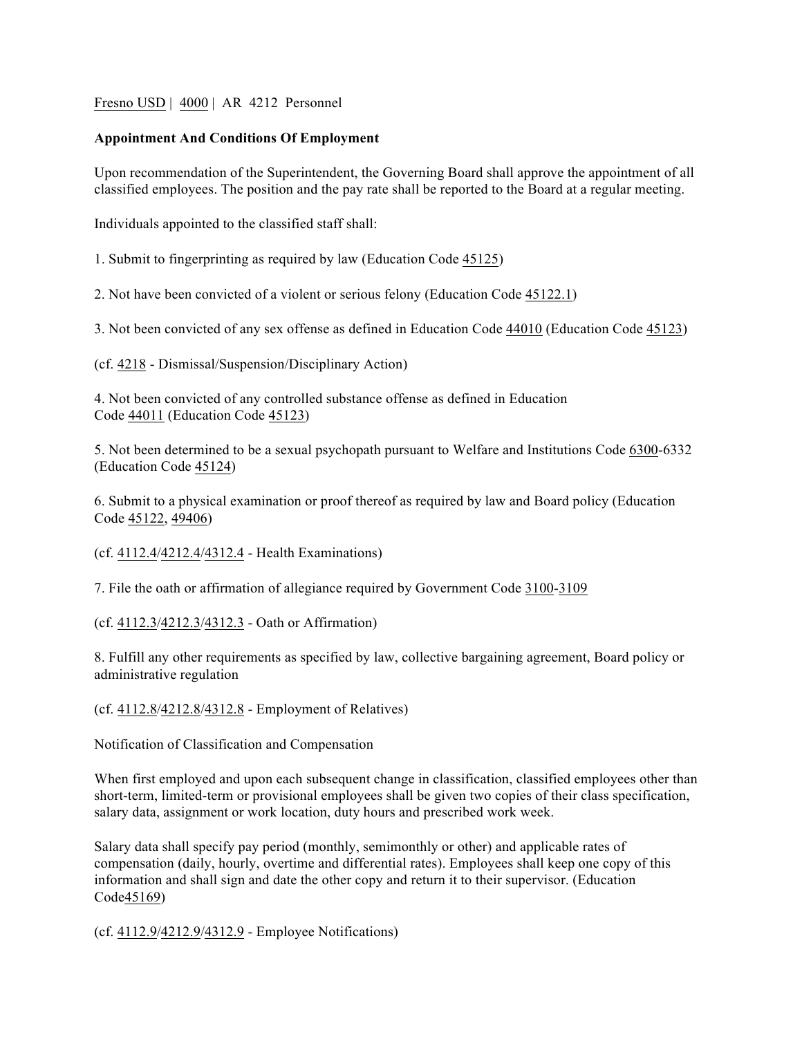Fresno USD | 4000 | AR 4212 Personnel

**Appointment And Conditions Of Employment**

Upon recommendation of the Superintendent, the Governing Board shall approve the appointment of all classified employees. The position and the pay rate shall be reported to the Board at a regular meeting.

Individuals appointed to the classified staff shall:

1. Submit to fingerprinting as required by law (Education Code 45125)

2. Not have been convicted of a violent or serious felony (Education Code 45122.1)

3. Not been convicted of any sex offense as defined in Education Code 44010 (Education Code 45123)

(cf. 4218 - Dismissal/Suspension/Disciplinary Action)

4. Not been convicted of any controlled substance offense as defined in Education Code 44011 (Education Code 45123)

5. Not been determined to be a sexual psychopath pursuant to Welfare and Institutions Code 6300-6332 (Education Code 45124)

6. Submit to a physical examination or proof thereof as required by law and Board policy (Education Code 45122, 49406)

(cf. 4112.4/4212.4/4312.4 - Health Examinations)

7. File the oath or affirmation of allegiance required by Government Code 3100-3109

(cf. 4112.3/4212.3/4312.3 - Oath or Affirmation)

8. Fulfill any other requirements as specified by law, collective bargaining agreement, Board policy or administrative regulation

(cf. 4112.8/4212.8/4312.8 - Employment of Relatives)

Notification of Classification and Compensation

When first employed and upon each subsequent change in classification, classified employees other than short-term, limited-term or provisional employees shall be given two copies of their class specification, salary data, assignment or work location, duty hours and prescribed work week.

Salary data shall specify pay period (monthly, semimonthly or other) and applicable rates of compensation (daily, hourly, overtime and differential rates). Employees shall keep one copy of this information and shall sign and date the other copy and return it to their supervisor. (Education Code45169)

(cf. 4112.9/4212.9/4312.9 - Employee Notifications)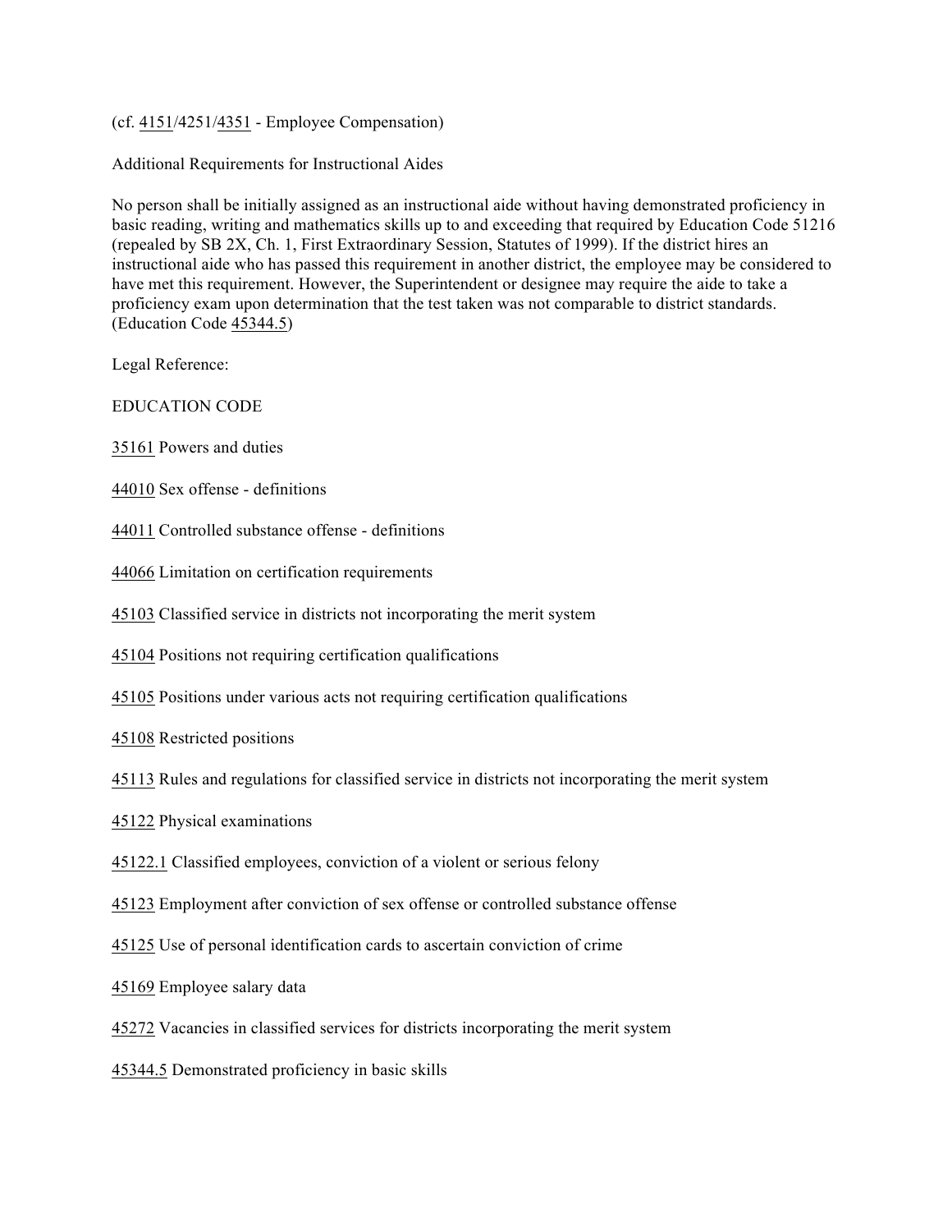(cf. 4151/4251/4351 - Employee Compensation)

Additional Requirements for Instructional Aides

No person shall be initially assigned as an instructional aide without having demonstrated proficiency in basic reading, writing and mathematics skills up to and exceeding that required by Education Code 51216 (repealed by SB 2X, Ch. 1, First Extraordinary Session, Statutes of 1999). If the district hires an instructional aide who has passed this requirement in another district, the employee may be considered to have met this requirement. However, the Superintendent or designee may require the aide to take a proficiency exam upon determination that the test taken was not comparable to district standards. (Education Code 45344.5)

Legal Reference:

EDUCATION CODE

35161 Powers and duties

44010 Sex offense - definitions

44011 Controlled substance offense - definitions

44066 Limitation on certification requirements

45103 Classified service in districts not incorporating the merit system

45104 Positions not requiring certification qualifications

45105 Positions under various acts not requiring certification qualifications

45108 Restricted positions

45113 Rules and regulations for classified service in districts not incorporating the merit system

45122 Physical examinations

45122.1 Classified employees, conviction of a violent or serious felony

45123 Employment after conviction of sex offense or controlled substance offense

45125 Use of personal identification cards to ascertain conviction of crime

45169 Employee salary data

45272 Vacancies in classified services for districts incorporating the merit system

45344.5 Demonstrated proficiency in basic skills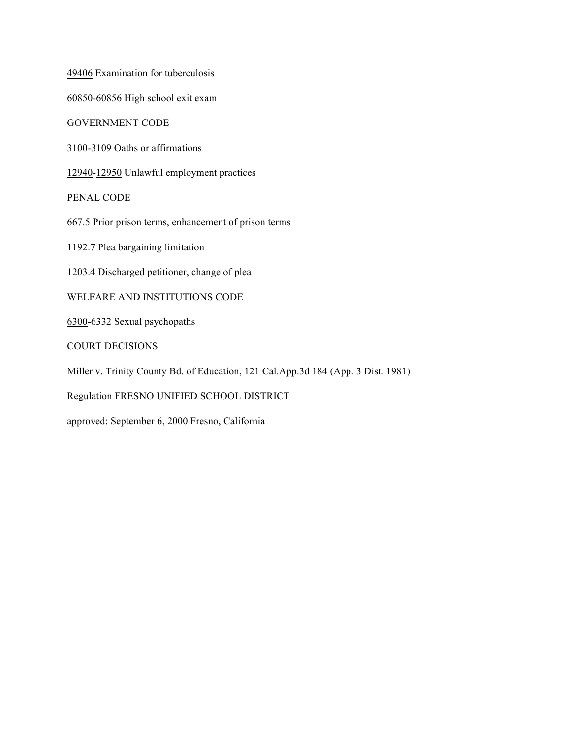49406 Examination for tuberculosis

60850-60856 High school exit exam

GOVERNMENT CODE

3100-3109 Oaths or affirmations

12940-12950 Unlawful employment practices

PENAL CODE

667.5 Prior prison terms, enhancement of prison terms

1192.7 Plea bargaining limitation

1203.4 Discharged petitioner, change of plea

WELFARE AND INSTITUTIONS CODE

6300-6332 Sexual psychopaths

COURT DECISIONS

Miller v. Trinity County Bd. of Education, 121 Cal.App.3d 184 (App. 3 Dist. 1981)

Regulation FRESNO UNIFIED SCHOOL DISTRICT

approved: September 6, 2000 Fresno, California